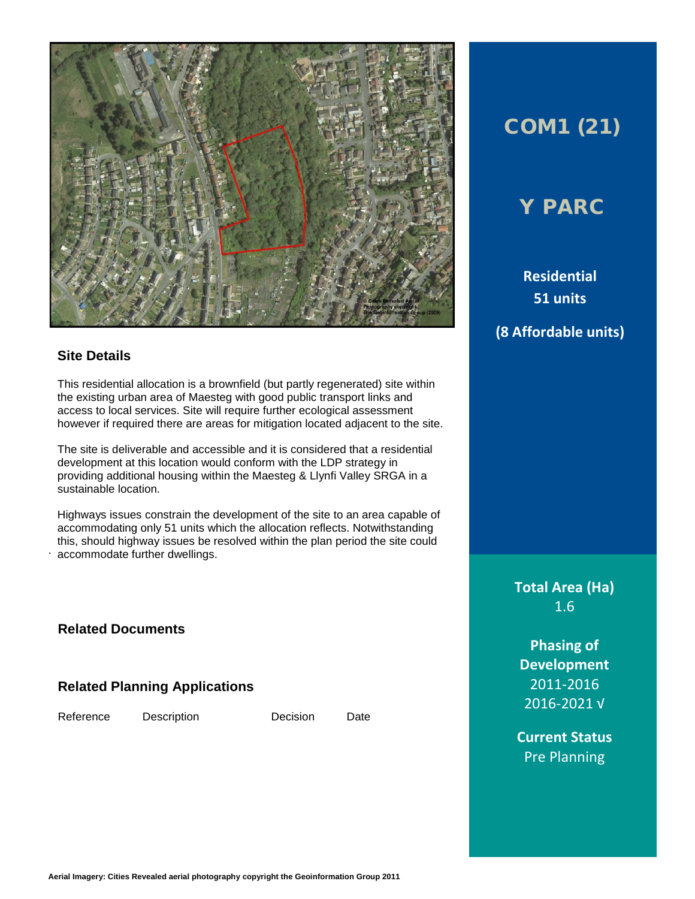# COM1 (21)

# Y PARC

**Residential**
**51 units**

**(8 Affordable units)**

## Site Details

This residential allocation is a brownfield (but partly regenerated) site within the existing urban area of Maesteg with good public transport links and access to local services. Site will require further ecological assessment however if required there are areas for mitigation located adjacent to the site.

The site is deliverable and accessible and it is considered that a residential development at this location would conform with the LDP strategy in providing additional housing within the Maesteg & Llynfi Valley SRGA in a sustainable location.

Highways issues constrain the development of the site to an area capable of accommodating only 51 units which the allocation reflects. Notwithstanding this, should highway issues be resolved within the plan period the site could accommodate further dwellings.

## Related Documents

## Related Planning Applications

| Reference | Description | Decision | Date |
|---|---|---|---|

**Total Area (Ha)**
1.6

**Phasing of Development**
2011-2016
2016-2021 √

**Current Status**
Pre Planning

**Aerial Imagery: Cities Revealed aerial photography copyright the Geoinformation Group 2011**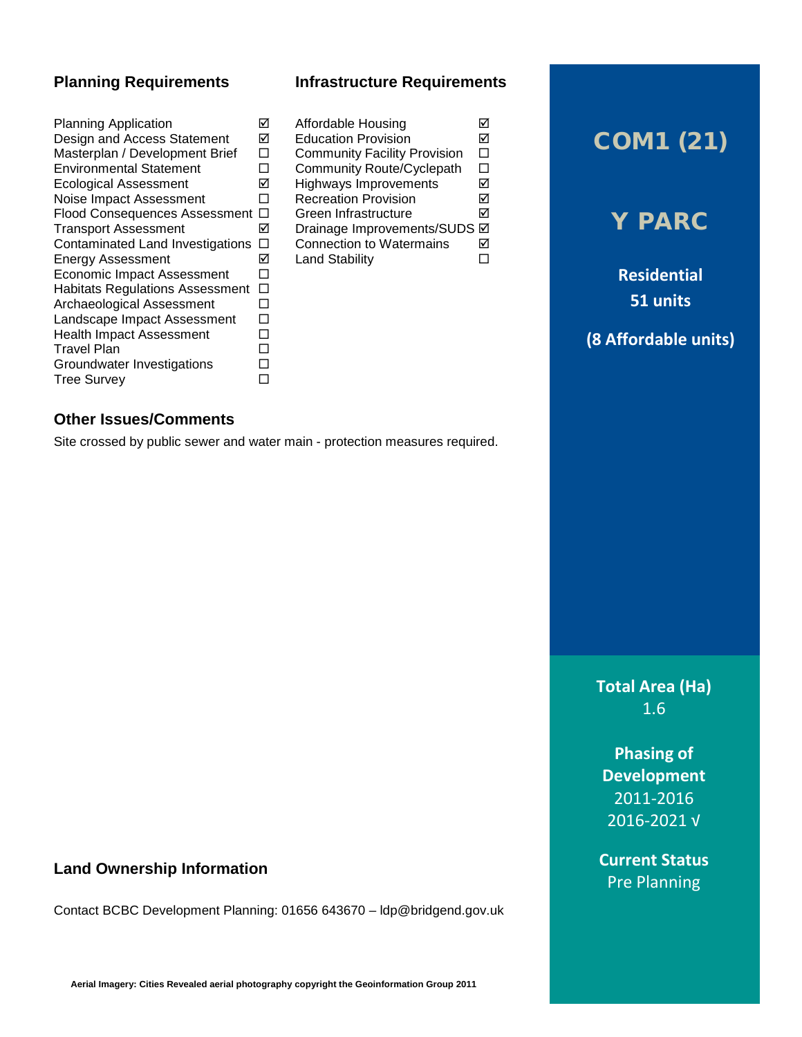## Planning Requirements

- Planning Application ☑
- Design and Access Statement ☑
- Masterplan / Development Brief ☐
- Environmental Statement ☐
- Ecological Assessment ☑
- Noise Impact Assessment ☐
- Flood Consequences Assessment ☐
- Transport Assessment ☑
- Contaminated Land Investigations ☐
- Energy Assessment ☑
- Economic Impact Assessment ☐
- Habitats Regulations Assessment ☐
- Archaeological Assessment ☐
- Landscape Impact Assessment ☐
- Health Impact Assessment ☐
- Travel Plan ☐
- Groundwater Investigations ☐
- Tree Survey ☐

## Infrastructure Requirements

- Affordable Housing ☑
- Education Provision ☑
- Community Facility Provision ☐
- Community Route/Cyclepath ☐
- Highways Improvements ☑
- Recreation Provision ☑
- Green Infrastructure ☑
- Drainage Improvements/SUDS ☑
- Connection to Watermains ☑
- Land Stability ☐

## Other Issues/Comments

Site crossed by public sewer and water main - protection measures required.

## Land Ownership Information

Contact BCBC Development Planning: 01656 643670 – ldp@bridgend.gov.uk

**Aerial Imagery: Cities Revealed aerial photography copyright the Geoinformation Group 2011**

# COM1 (21)

# Y PARC

**Residential**
**51 units**

**(8 Affordable units)**

**Total Area (Ha)**
1.6

**Phasing of Development**
2011-2016
2016-2021 √

**Current Status**
Pre Planning